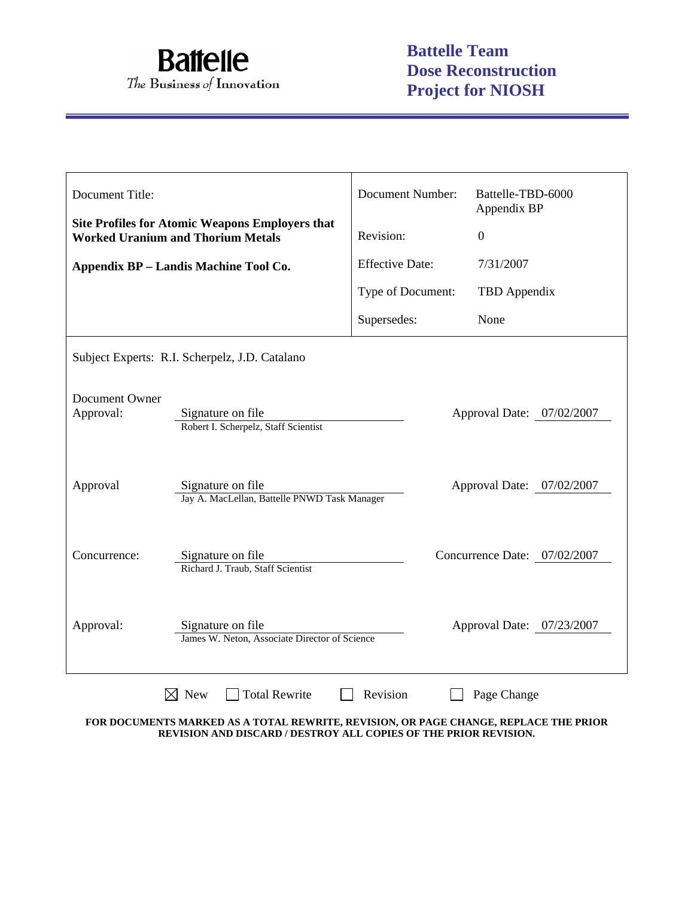**Battelle**
*The Business of Innovation*

**Battelle Team Dose Reconstruction Project for NIOSH**

| Document Title: | Document Number: | Battelle-TBD-6000 Appendix BP |
|---|---|---|
| **Site Profiles for Atomic Weapons Employers that Worked Uranium and Thorium Metals** | Revision: | 0 |
| **Appendix BP – Landis Machine Tool Co.** | Effective Date: | 7/31/2007 |
| | Type of Document: | TBD Appendix |
| | Supersedes: | None |

Subject Experts: R.I. Scherpelz, J.D. Catalano

| | | |
|---|---|---|
| Document Owner Approval: | Signature on file<br>Robert I. Scherpelz, Staff Scientist | Approval Date: 07/02/2007 |
| Approval | Signature on file<br>Jay A. MacLellan, Battelle PNWD Task Manager | Approval Date: 07/02/2007 |
| Concurrence: | Signature on file<br>Richard J. Traub, Staff Scientist | Concurrence Date: 07/02/2007 |
| Approval: | Signature on file<br>James W. Neton, Associate Director of Science | Approval Date: 07/23/2007 |

☒ New ☐ Total Rewrite ☐ Revision ☐ Page Change

**FOR DOCUMENTS MARKED AS A TOTAL REWRITE, REVISION, OR PAGE CHANGE, REPLACE THE PRIOR REVISION AND DISCARD / DESTROY ALL COPIES OF THE PRIOR REVISION.**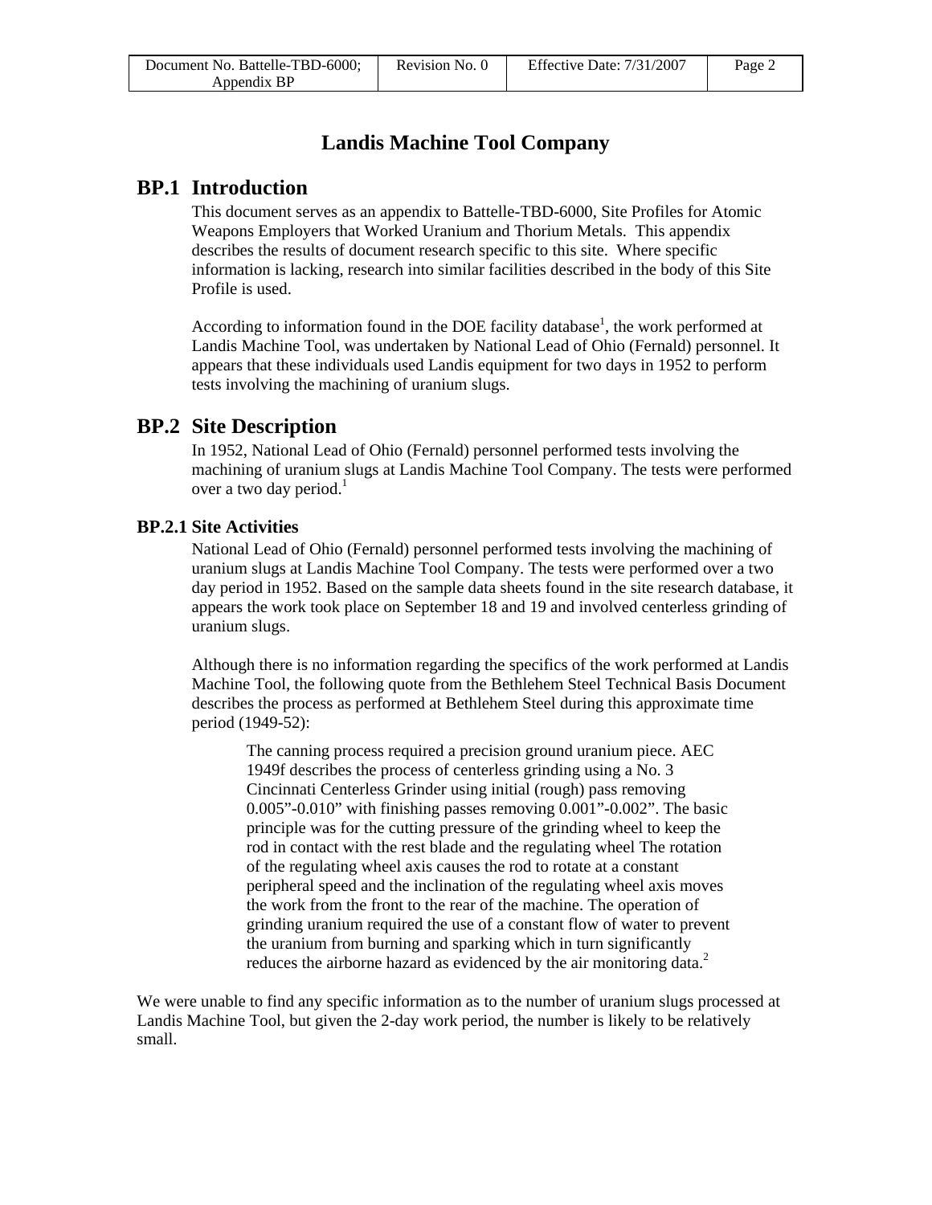# Landis Machine Tool Company

## BP.1 Introduction

This document serves as an appendix to Battelle-TBD-6000, Site Profiles for Atomic Weapons Employers that Worked Uranium and Thorium Metals. This appendix describes the results of document research specific to this site. Where specific information is lacking, research into similar facilities described in the body of this Site Profile is used.

According to information found in the DOE facility database[1], the work performed at Landis Machine Tool, was undertaken by National Lead of Ohio (Fernald) personnel. It appears that these individuals used Landis equipment for two days in 1952 to perform tests involving the machining of uranium slugs.

## BP.2 Site Description

In 1952, National Lead of Ohio (Fernald) personnel performed tests involving the machining of uranium slugs at Landis Machine Tool Company. The tests were performed over a two day period.[1]

### BP.2.1 Site Activities

National Lead of Ohio (Fernald) personnel performed tests involving the machining of uranium slugs at Landis Machine Tool Company. The tests were performed over a two day period in 1952. Based on the sample data sheets found in the site research database, it appears the work took place on September 18 and 19 and involved centerless grinding of uranium slugs.

Although there is no information regarding the specifics of the work performed at Landis Machine Tool, the following quote from the Bethlehem Steel Technical Basis Document describes the process as performed at Bethlehem Steel during this approximate time period (1949-52):

> The canning process required a precision ground uranium piece. AEC 1949f describes the process of centerless grinding using a No. 3 Cincinnati Centerless Grinder using initial (rough) pass removing 0.005”-0.010” with finishing passes removing 0.001”-0.002”. The basic principle was for the cutting pressure of the grinding wheel to keep the rod in contact with the rest blade and the regulating wheel The rotation of the regulating wheel axis causes the rod to rotate at a constant peripheral speed and the inclination of the regulating wheel axis moves the work from the front to the rear of the machine. The operation of grinding uranium required the use of a constant flow of water to prevent the uranium from burning and sparking which in turn significantly reduces the airborne hazard as evidenced by the air monitoring data.[2]

We were unable to find any specific information as to the number of uranium slugs processed at Landis Machine Tool, but given the 2-day work period, the number is likely to be relatively small.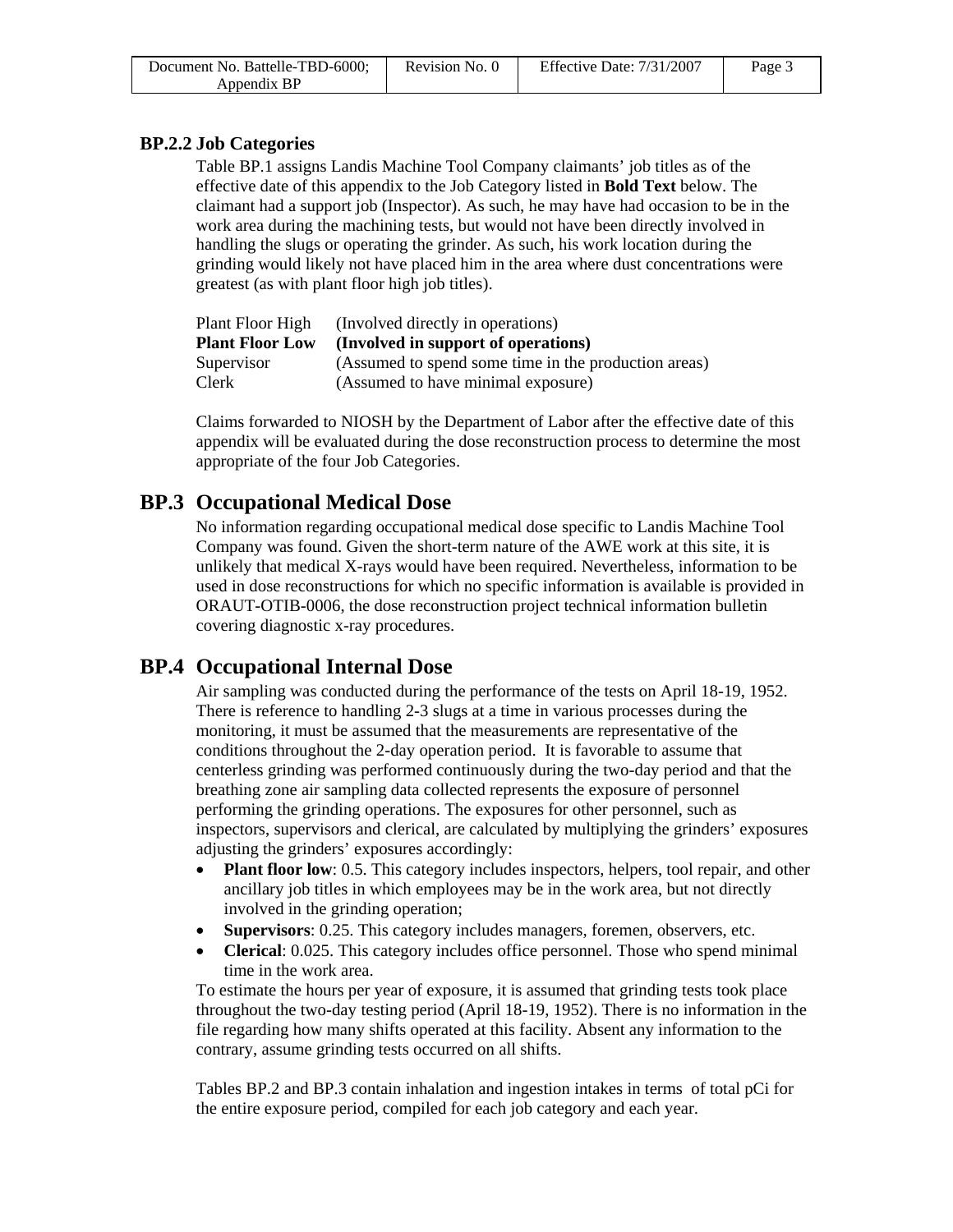### BP.2.2 Job Categories

Table BP.1 assigns Landis Machine Tool Company claimants' job titles as of the effective date of this appendix to the Job Category listed in **Bold Text** below. The claimant had a support job (Inspector). As such, he may have had occasion to be in the work area during the machining tests, but would not have been directly involved in handling the slugs or operating the grinder. As such, his work location during the grinding would likely not have placed him in the area where dust concentrations were greatest (as with plant floor high job titles).

| | |
|---|---|
| Plant Floor High | (Involved directly in operations) |
| **Plant Floor Low** | **(Involved in support of operations)** |
| Supervisor | (Assumed to spend some time in the production areas) |
| Clerk | (Assumed to have minimal exposure) |

Claims forwarded to NIOSH by the Department of Labor after the effective date of this appendix will be evaluated during the dose reconstruction process to determine the most appropriate of the four Job Categories.

## BP.3 Occupational Medical Dose

No information regarding occupational medical dose specific to Landis Machine Tool Company was found. Given the short-term nature of the AWE work at this site, it is unlikely that medical X-rays would have been required. Nevertheless, information to be used in dose reconstructions for which no specific information is available is provided in ORAUT-OTIB-0006, the dose reconstruction project technical information bulletin covering diagnostic x-ray procedures.

## BP.4 Occupational Internal Dose

Air sampling was conducted during the performance of the tests on April 18-19, 1952. There is reference to handling 2-3 slugs at a time in various processes during the monitoring, it must be assumed that the measurements are representative of the conditions throughout the 2-day operation period. It is favorable to assume that centerless grinding was performed continuously during the two-day period and that the breathing zone air sampling data collected represents the exposure of personnel performing the grinding operations. The exposures for other personnel, such as inspectors, supervisors and clerical, are calculated by multiplying the grinders' exposures adjusting the grinders' exposures accordingly:

- **Plant floor low**: 0.5. This category includes inspectors, helpers, tool repair, and other ancillary job titles in which employees may be in the work area, but not directly involved in the grinding operation;
- **Supervisors**: 0.25. This category includes managers, foremen, observers, etc.
- **Clerical**: 0.025. This category includes office personnel. Those who spend minimal time in the work area.

To estimate the hours per year of exposure, it is assumed that grinding tests took place throughout the two-day testing period (April 18-19, 1952). There is no information in the file regarding how many shifts operated at this facility. Absent any information to the contrary, assume grinding tests occurred on all shifts.

Tables BP.2 and BP.3 contain inhalation and ingestion intakes in terms of total pCi for the entire exposure period, compiled for each job category and each year.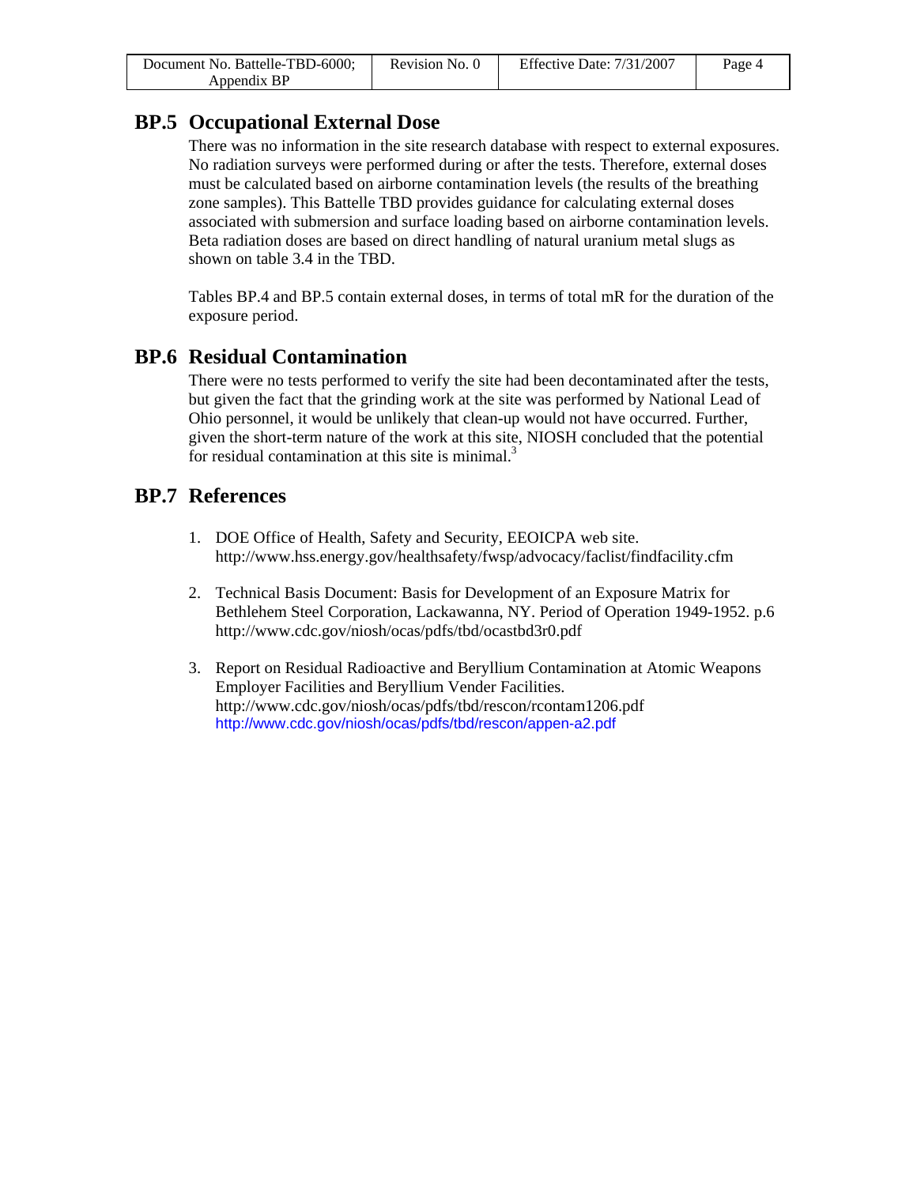## BP.5 Occupational External Dose

There was no information in the site research database with respect to external exposures. No radiation surveys were performed during or after the tests. Therefore, external doses must be calculated based on airborne contamination levels (the results of the breathing zone samples). This Battelle TBD provides guidance for calculating external doses associated with submersion and surface loading based on airborne contamination levels. Beta radiation doses are based on direct handling of natural uranium metal slugs as shown on table 3.4 in the TBD.

Tables BP.4 and BP.5 contain external doses, in terms of total mR for the duration of the exposure period.

## BP.6 Residual Contamination

There were no tests performed to verify the site had been decontaminated after the tests, but given the fact that the grinding work at the site was performed by National Lead of Ohio personnel, it would be unlikely that clean-up would not have occurred. Further, given the short-term nature of the work at this site, NIOSH concluded that the potential for residual contamination at this site is minimal.[3]

## BP.7 References

1. DOE Office of Health, Safety and Security, EEOICPA web site. http://www.hss.energy.gov/healthsafety/fwsp/advocacy/faclist/findfacility.cfm

2. Technical Basis Document: Basis for Development of an Exposure Matrix for Bethlehem Steel Corporation, Lackawanna, NY. Period of Operation 1949-1952. p.6 http://www.cdc.gov/niosh/ocas/pdfs/tbd/ocastbd3r0.pdf

3. Report on Residual Radioactive and Beryllium Contamination at Atomic Weapons Employer Facilities and Beryllium Vender Facilities. http://www.cdc.gov/niosh/ocas/pdfs/tbd/rescon/rcontam1206.pdf http://www.cdc.gov/niosh/ocas/pdfs/tbd/rescon/appen-a2.pdf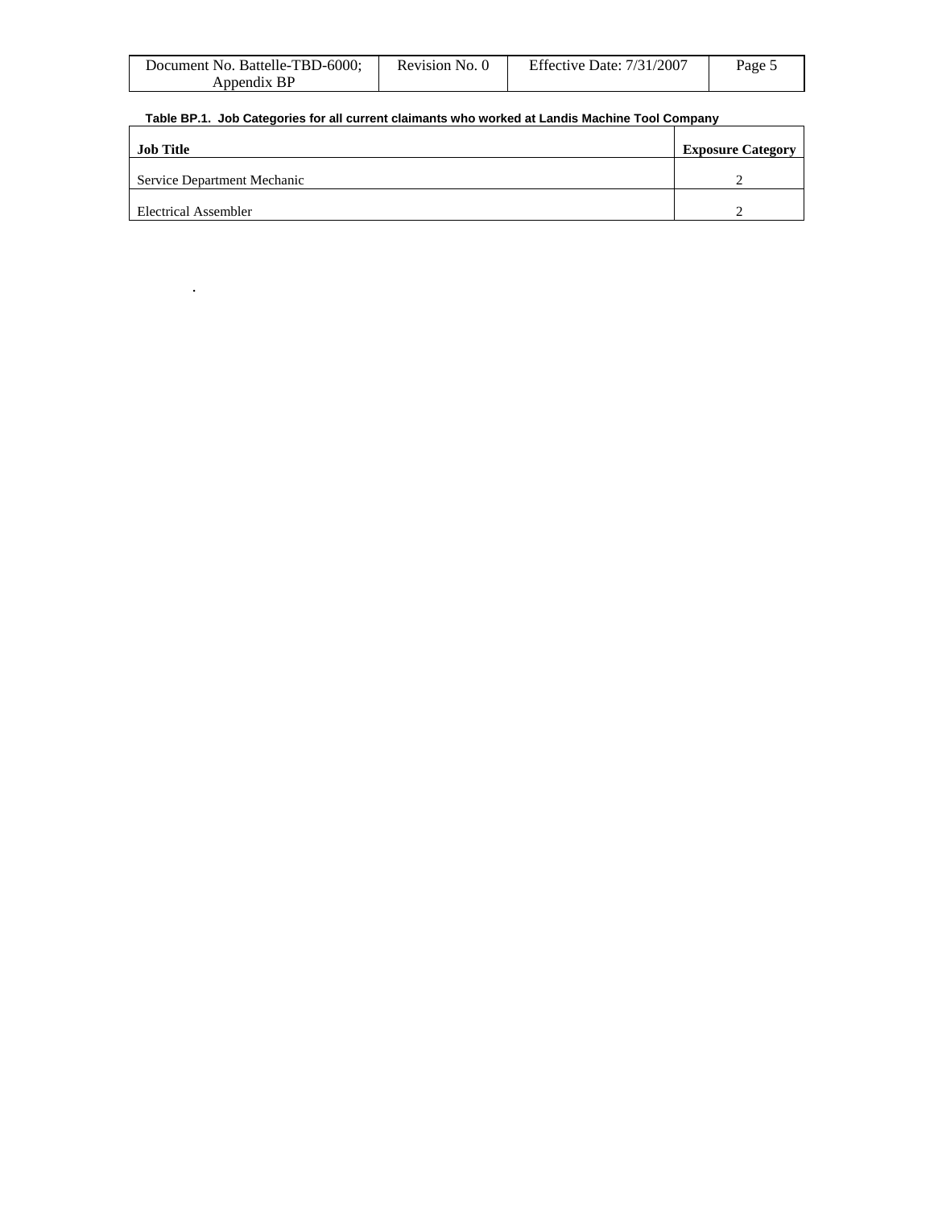**Table BP.1. Job Categories for all current claimants who worked at Landis Machine Tool Company**

| Job Title | Exposure Category |
| --- | --- |
| Service Department Mechanic | 2 |
| Electrical Assembler | 2 |

.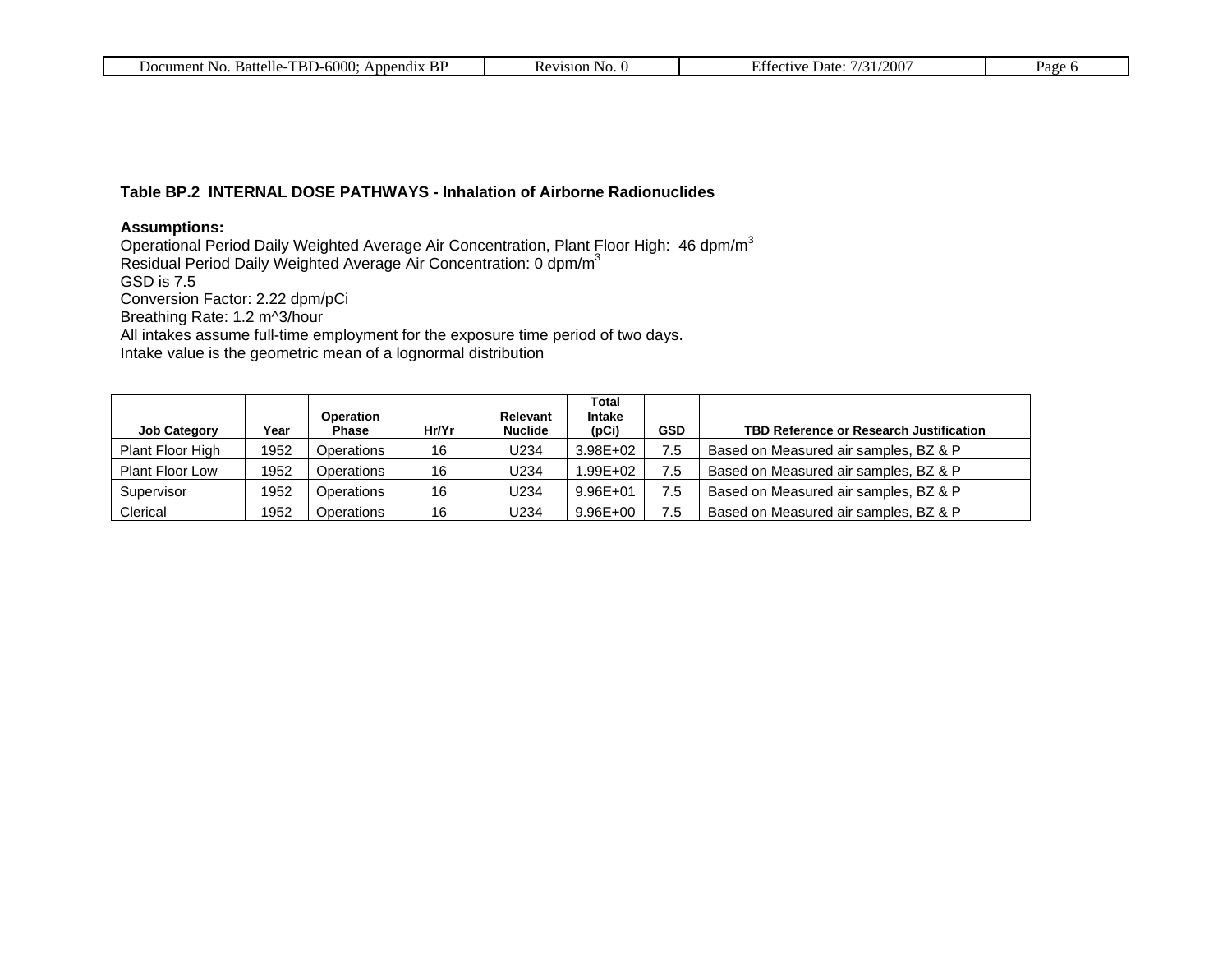**Table BP.2 INTERNAL DOSE PATHWAYS - Inhalation of Airborne Radionuclides**

**Assumptions:**

Operational Period Daily Weighted Average Air Concentration, Plant Floor High: 46 dpm/$m^3$
Residual Period Daily Weighted Average Air Concentration: 0 dpm/$m^3$
GSD is 7.5
Conversion Factor: 2.22 dpm/pCi
Breathing Rate: 1.2 m^3/hour
All intakes assume full-time employment for the exposure time period of two days.
Intake value is the geometric mean of a lognormal distribution

| Job Category | Year | Operation Phase | Hr/Yr | Relevant Nuclide | Total Intake (pCi) | GSD | TBD Reference or Research Justification |
|---|---|---|---|---|---|---|---|
| Plant Floor High | 1952 | Operations | 16 | U234 | 3.98E+02 | 7.5 | Based on Measured air samples, BZ & P |
| Plant Floor Low | 1952 | Operations | 16 | U234 | 1.99E+02 | 7.5 | Based on Measured air samples, BZ & P |
| Supervisor | 1952 | Operations | 16 | U234 | 9.96E+01 | 7.5 | Based on Measured air samples, BZ & P |
| Clerical | 1952 | Operations | 16 | U234 | 9.96E+00 | 7.5 | Based on Measured air samples, BZ & P |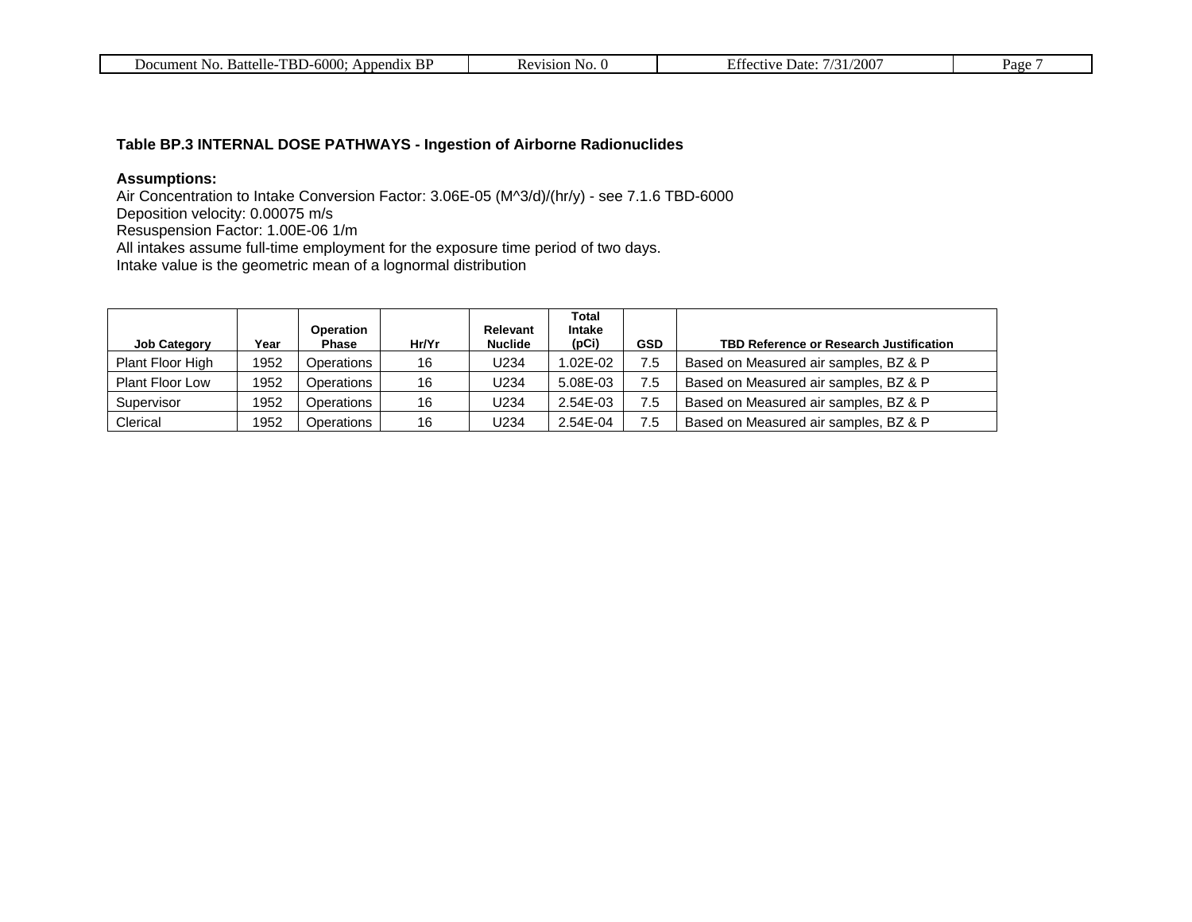**Table BP.3 INTERNAL DOSE PATHWAYS - Ingestion of Airborne Radionuclides**

**Assumptions:**
Air Concentration to Intake Conversion Factor: 3.06E-05 (M^3/d)/(hr/y) - see 7.1.6 TBD-6000
Deposition velocity: 0.00075 m/s
Resuspension Factor: 1.00E-06 1/m
All intakes assume full-time employment for the exposure time period of two days.
Intake value is the geometric mean of a lognormal distribution

| Job Category | Year | Operation Phase | Hr/Yr | Relevant Nuclide | Total Intake (pCi) | GSD | TBD Reference or Research Justification |
|---|---|---|---|---|---|---|---|
| Plant Floor High | 1952 | Operations | 16 | U234 | 1.02E-02 | 7.5 | Based on Measured air samples, BZ & P |
| Plant Floor Low | 1952 | Operations | 16 | U234 | 5.08E-03 | 7.5 | Based on Measured air samples, BZ & P |
| Supervisor | 1952 | Operations | 16 | U234 | 2.54E-03 | 7.5 | Based on Measured air samples, BZ & P |
| Clerical | 1952 | Operations | 16 | U234 | 2.54E-04 | 7.5 | Based on Measured air samples, BZ & P |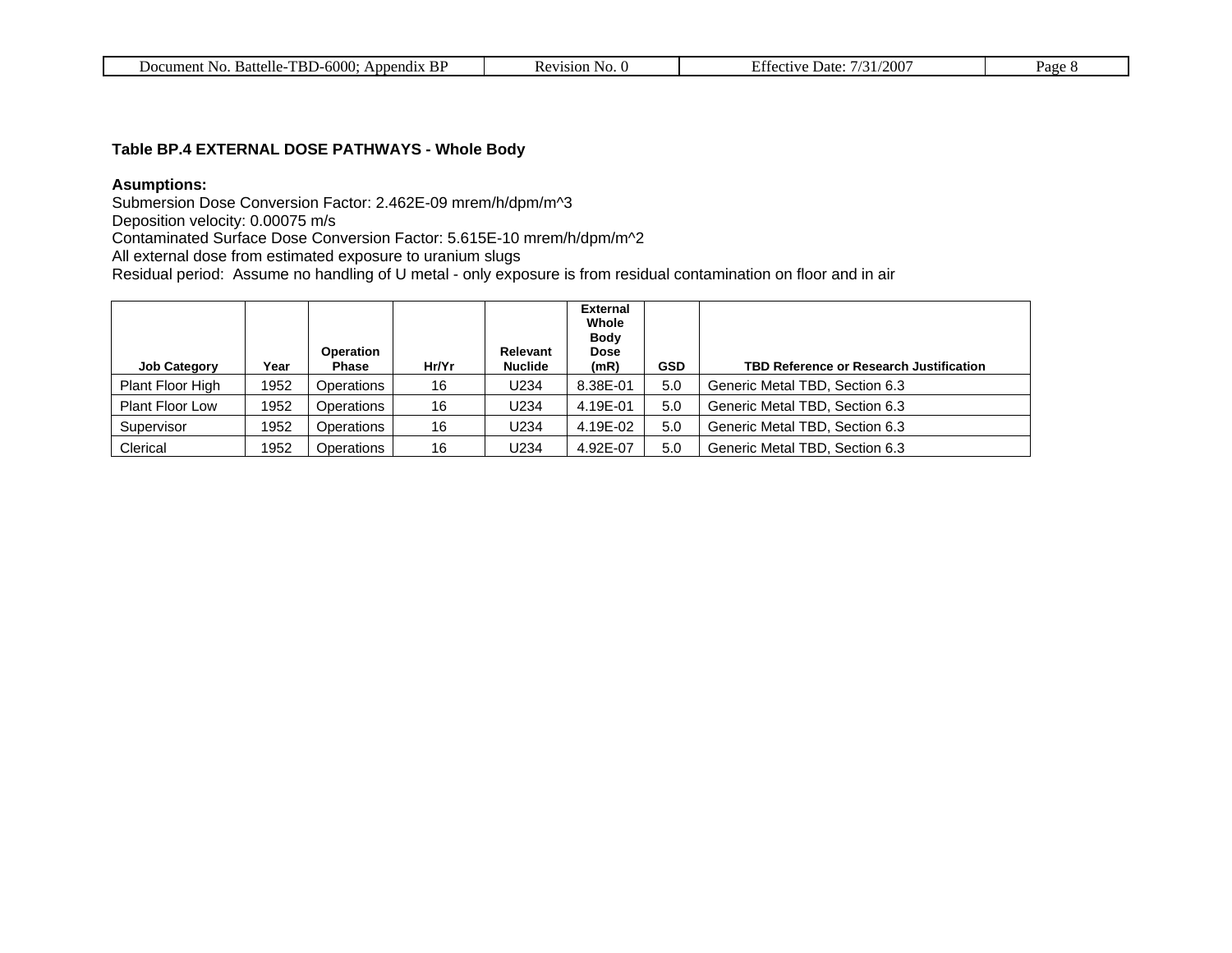**Table BP.4 EXTERNAL DOSE PATHWAYS - Whole Body**

**Asumptions:**
Submersion Dose Conversion Factor: 2.462E-09 mrem/h/dpm/m^3
Deposition velocity: 0.00075 m/s
Contaminated Surface Dose Conversion Factor: 5.615E-10 mrem/h/dpm/m^2
All external dose from estimated exposure to uranium slugs
Residual period: Assume no handling of U metal - only exposure is from residual contamination on floor and in air

| Job Category | Year | Operation Phase | Hr/Yr | Relevant Nuclide | External Whole Body Dose (mR) | GSD | TBD Reference or Research Justification |
|---|---|---|---|---|---|---|---|
| Plant Floor High | 1952 | Operations | 16 | U234 | 8.38E-01 | 5.0 | Generic Metal TBD, Section 6.3 |
| Plant Floor Low | 1952 | Operations | 16 | U234 | 4.19E-01 | 5.0 | Generic Metal TBD, Section 6.3 |
| Supervisor | 1952 | Operations | 16 | U234 | 4.19E-02 | 5.0 | Generic Metal TBD, Section 6.3 |
| Clerical | 1952 | Operations | 16 | U234 | 4.92E-07 | 5.0 | Generic Metal TBD, Section 6.3 |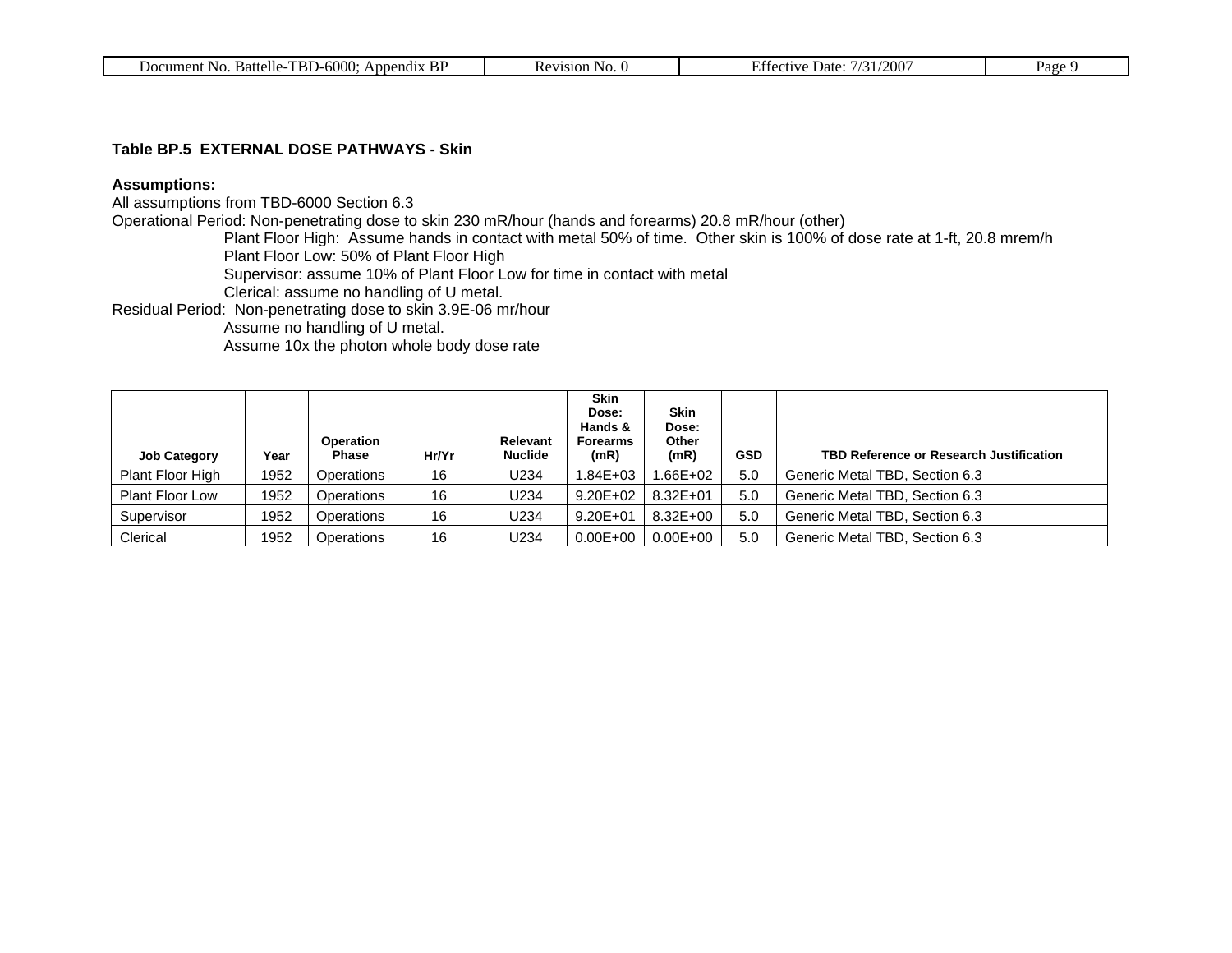**Table BP.5 EXTERNAL DOSE PATHWAYS - Skin**

**Assumptions:**

All assumptions from TBD-6000 Section 6.3

Operational Period: Non-penetrating dose to skin 230 mR/hour (hands and forearms) 20.8 mR/hour (other)

Plant Floor High: Assume hands in contact with metal 50% of time. Other skin is 100% of dose rate at 1-ft, 20.8 mrem/h

Plant Floor Low: 50% of Plant Floor High

Supervisor: assume 10% of Plant Floor Low for time in contact with metal

Clerical: assume no handling of U metal.

Residual Period: Non-penetrating dose to skin 3.9E-06 mr/hour

Assume no handling of U metal.

Assume 10x the photon whole body dose rate

| Job Category | Year | Operation Phase | Hr/Yr | Relevant Nuclide | Skin Dose: Hands & Forearms (mR) | Skin Dose: Other (mR) | GSD | TBD Reference or Research Justification |
|---|---|---|---|---|---|---|---|---|
| Plant Floor High | 1952 | Operations | 16 | U234 | 1.84E+03 | 1.66E+02 | 5.0 | Generic Metal TBD, Section 6.3 |
| Plant Floor Low | 1952 | Operations | 16 | U234 | 9.20E+02 | 8.32E+01 | 5.0 | Generic Metal TBD, Section 6.3 |
| Supervisor | 1952 | Operations | 16 | U234 | 9.20E+01 | 8.32E+00 | 5.0 | Generic Metal TBD, Section 6.3 |
| Clerical | 1952 | Operations | 16 | U234 | 0.00E+00 | 0.00E+00 | 5.0 | Generic Metal TBD, Section 6.3 |